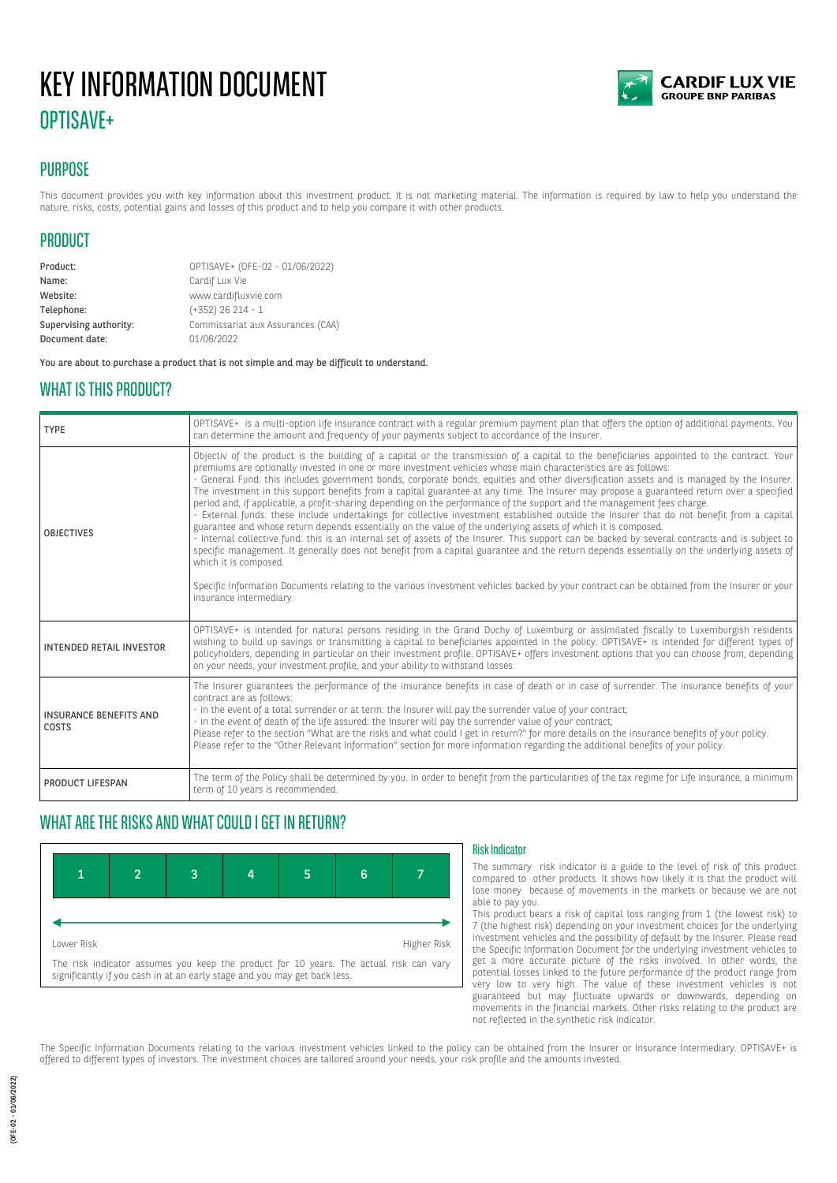# KEY INFORMATION DOCUMENT

## OPTISAVE+

## PURPOSE

This document provides you with key information about this investment product. It is not marketing material. The information is required by law to help you understand the nature, risks, costs, potential gains and losses of this product and to help you compare it with other products.

## PRODUCT

| | |
|---|---|
| **Product:** | OPTISAVE+ (OFE-02 - 01/06/2022) |
| **Name:** | Cardif Lux Vie |
| **Website:** | www.cardifluxvie.com |
| **Telephone:** | (+352) 26 214 - 1 |
| **Supervising authority:** | Commissariat aux Assurances (CAA) |
| **Document date:** | 01/06/2022 |

**You are about to purchase a product that is not simple and may be difficult to understand.**

## WHAT IS THIS PRODUCT?

| | |
|---|---|
| TYPE | OPTISAVE+ is a multi-option life insurance contract with a regular premium payment plan that offers the option of additional payments. You can determine the amount and frequency of your payments subject to accordance of the Insurer. |
| OBJECTIVES | Objectiv of the product is the building of a capital or the transmission of a capital to the beneficiaries appointed to the contract. Your premiums are optionally invested in one or more investment vehicles whose main characteristics are as follows:<br>- General Fund: this includes government bonds, corporate bonds, equities and other diversification assets and is managed by the Insurer. The investment in this support benefits from a capital guarantee at any time. The Insurer may propose a guaranteed return over a specified period and, if applicable, a profit-sharing depending on the performance of the support and the management fees charge.<br>- External funds: these include undertakings for collective investment established outside the Insurer that do not benefit from a capital guarantee and whose return depends essentially on the value of the underlying assets of which it is composed.<br>- Internal collective fund: this is an internal set of assets of the Insurer. This support can be backed by several contracts and is subject to specific management. It generally does not benefit from a capital guarantee and the return depends essentially on the underlying assets of which it is composed.<br><br>Specific Information Documents relating to the various investment vehicles backed by your contract can be obtained from the Insurer or your insurance intermediary. |
| INTENDED RETAIL INVESTOR | OPTISAVE+ is intended for natural persons residing in the Grand Duchy of Luxemburg or assimilated fiscally to Luxemburgish residents wishing to build up savings or transmitting a capital to beneficiaries appointed in the policy. OPTISAVE+ is intended for different types of policyholders, depending in particular on their investment profile. OPTISAVE+ offers investment options that you can choose from, depending on your needs, your investment profile, and your ability to withstand losses. |
| INSURANCE BENEFITS AND COSTS | The Insurer guarantees the performance of the insurance benefits in case of death or in case of surrender. The insurance benefits of your contract are as follows:<br>- in the event of a total surrender or at term: the Insurer will pay the surrender value of your contract;<br>- in the event of death of the life assured: the Insurer will pay the surrender value of your contract;<br>Please refer to the section "What are the risks and what could I get in return?" for more details on the insurance benefits of your policy.<br>Please refer to the "Other Relevant Information" section for more information regarding the additional benefits of your policy. |
| PRODUCT LIFESPAN | The term of the Policy shall be determined by you. In order to benefit from the particularities of the tax regime for Life Insurance, a minimum term of 10 years is recommended. |

## WHAT ARE THE RISKS AND WHAT COULD I GET IN RETURN?

| 1 | 2 | 3 | 4 | 5 | 6 | 7 |
|---|---|---|---|---|---|---|

Lower Risk — Higher Risk

The risk indicator assumes you keep the product for 10 years. The actual risk can vary significantly if you cash in at an early stage and you may get back less.

### Risk Indicator

The summary risk indicator is a guide to the level of risk of this product compared to other products. It shows how likely it is that the product will lose money because of movements in the markets or because we are not able to pay you.

This product bears a risk of capital loss ranging from 1 (the lowest risk) to 7 (the highest risk) depending on your investment choices for the underlying investment vehicles and the possibility of default by the Insurer. Please read the Specific Information Document for the underlying investment vehicles to get a more accurate picture of the risks involved. In other words, the potential losses linked to the future performance of the product range from very low to very high. The value of these investment vehicles is not guaranteed but may fluctuate upwards or downwards, depending on movements in the financial markets. Other risks relating to the product are not reflected in the synthetic risk indicator.

The Specific Information Documents relating to the various investment vehicles linked to the policy can be obtained from the Insurer or Insurance Intermediary. OPTISAVE+ is offered to different types of investors. The investment choices are tailored around your needs, your risk profile and the amounts invested.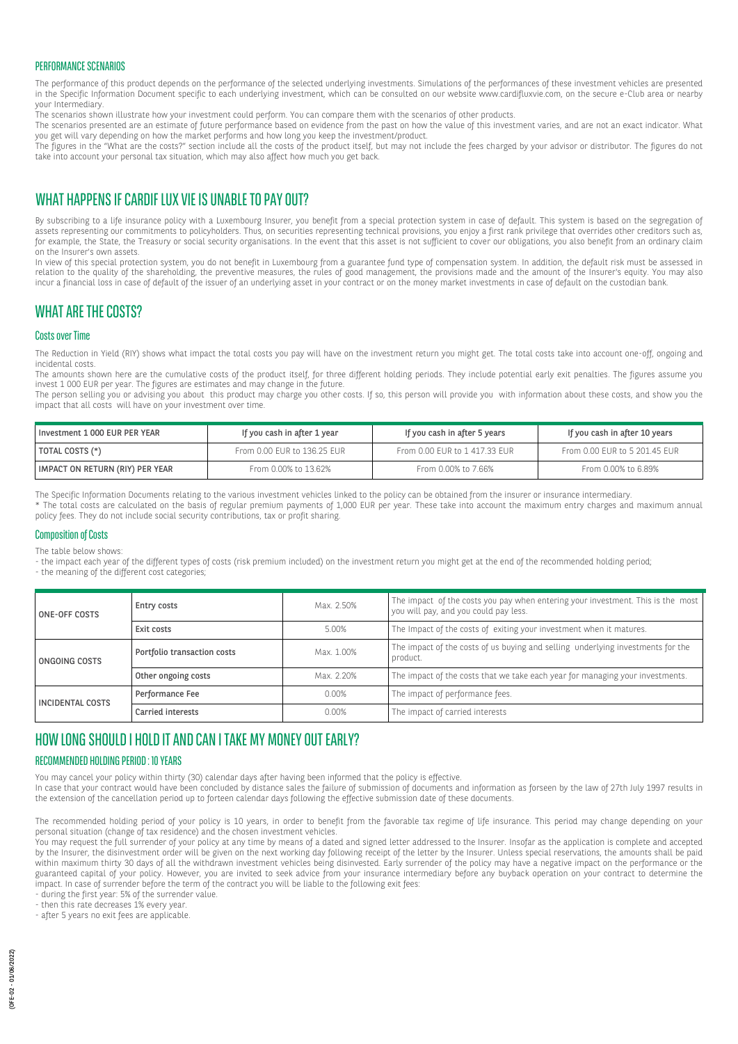## PERFORMANCE SCENARIOS

The performance of this product depends on the performance of the selected underlying investments. Simulations of the performances of these investment vehicles are presented in the Specific Information Document specific to each underlying investment, which can be consulted on our website www.cardifluxvie.com, on the secure e-Club area or nearby your Intermediary.

The scenarios shown illustrate how your investment could perform. You can compare them with the scenarios of other products.

The scenarios presented are an estimate of future performance based on evidence from the past on how the value of this investment varies, and are not an exact indicator. What you get will vary depending on how the market performs and how long you keep the investment/product.

The figures in the "What are the costs?" section include all the costs of the product itself, but may not include the fees charged by your advisor or distributor. The figures do not take into account your personal tax situation, which may also affect how much you get back.

# WHAT HAPPENS IF CARDIF LUX VIE IS UNABLE TO PAY OUT?

By subscribing to a life insurance policy with a Luxembourg Insurer, you benefit from a special protection system in case of default. This system is based on the segregation of assets representing our commitments to policyholders. Thus, on securities representing technical provisions, you enjoy a first rank privilege that overrides other creditors such as, for example, the State, the Treasury or social security organisations. In the event that this asset is not sufficient to cover our obligations, you also benefit from an ordinary claim on the Insurer's own assets.

In view of this special protection system, you do not benefit in Luxembourg from a guarantee fund type of compensation system. In addition, the default risk must be assessed in relation to the quality of the shareholding, the preventive measures, the rules of good management, the provisions made and the amount of the Insurer's equity. You may also incur a financial loss in case of default of the issuer of an underlying asset in your contract or on the money market investments in case of default on the custodian bank.

# WHAT ARE THE COSTS?

## Costs over Time

The Reduction in Yield (RIY) shows what impact the total costs you pay will have on the investment return you might get. The total costs take into account one-off, ongoing and incidental costs.

The amounts shown here are the cumulative costs of the product itself, for three different holding periods. They include potential early exit penalties. The figures assume you invest 1 000 EUR per year. The figures are estimates and may change in the future.

The person selling you or advising you about this product may charge you other costs. If so, this person will provide you with information about these costs, and show you the impact that all costs will have on your investment over time.

| Investment 1 000 EUR PER YEAR | If you cash in after 1 year | If you cash in after 5 years | If you cash in after 10 years |
|---|---|---|---|
| TOTAL COSTS (*) | From 0.00 EUR to 136.25 EUR | From 0.00 EUR to 1 417.33 EUR | From 0.00 EUR to 5 201.45 EUR |
| IMPACT ON RETURN (RIY) PER YEAR | From 0.00% to 13.62% | From 0.00% to 7.66% | From 0.00% to 6.89% |

The Specific Information Documents relating to the various investment vehicles linked to the policy can be obtained from the insurer or insurance intermediary.

* The total costs are calculated on the basis of regular premium payments of 1,000 EUR per year. These take into account the maximum entry charges and maximum annual policy fees. They do not include social security contributions, tax or profit sharing.

## Composition of Costs

The table below shows:

- the impact each year of the different types of costs (risk premium included) on the investment return you might get at the end of the recommended holding period;
- the meaning of the different cost categories;

| | | | |
|---|---|---|---|
| ONE-OFF COSTS | Entry costs | Max. 2.50% | The impact of the costs you pay when entering your investment. This is the most you will pay, and you could pay less. |
| | Exit costs | 5.00% | The Impact of the costs of exiting your investment when it matures. |
| ONGOING COSTS | Portfolio transaction costs | Max. 1.00% | The impact of the costs of us buying and selling underlying investments for the product. |
| | Other ongoing costs | Max. 2.20% | The impact of the costs that we take each year for managing your investments. |
| INCIDENTAL COSTS | Performance Fee | 0.00% | The impact of performance fees. |
| | Carried interests | 0.00% | The impact of carried interests |

# HOW LONG SHOULD I HOLD IT AND CAN I TAKE MY MONEY OUT EARLY?

## RECOMMENDED HOLDING PERIOD : 10 YEARS

You may cancel your policy within thirty (30) calendar days after having been informed that the policy is effective.

In case that your contract would have been concluded by distance sales the failure of submission of documents and information as forseen by the law of 27th July 1997 results in the extension of the cancellation period up to forteen calendar days following the effective submission date of these documents.

The recommended holding period of your policy is 10 years, in order to benefit from the favorable tax regime of life insurance. This period may change depending on your personal situation (change of tax residence) and the chosen investment vehicles.

You may request the full surrender of your policy at any time by means of a dated and signed letter addressed to the Insurer. Insofar as the application is complete and accepted by the Insurer, the disinvestment order will be given on the next working day following receipt of the letter by the Insurer. Unless special reservations, the amounts shall be paid within maximum thirty 30 days of all the withdrawn investment vehicles being disinvested. Early surrender of the policy may have a negative impact on the performance or the guaranteed capital of your policy. However, you are invited to seek advice from your insurance intermediary before any buyback operation on your contract to determine the impact. In case of surrender before the term of the contract you will be liable to the following exit fees:

- during the first year: 5% of the surrender value.
- then this rate decreases 1% every year.
- after 5 years no exit fees are applicable.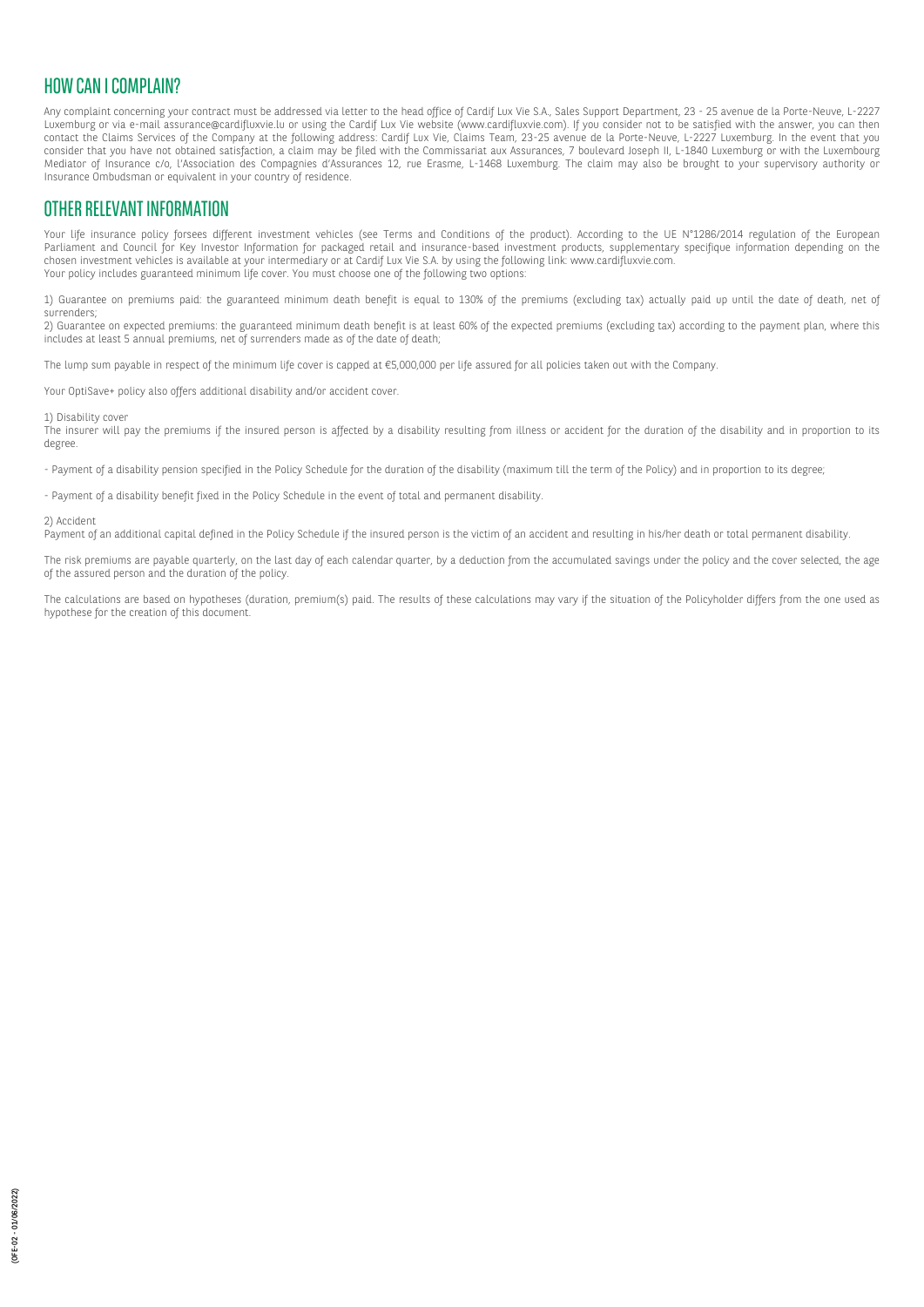## HOW CAN I COMPLAIN?

Any complaint concerning your contract must be addressed via letter to the head office of Cardif Lux Vie S.A., Sales Support Department, 23 - 25 avenue de la Porte-Neuve, L-2227 Luxemburg or via e-mail assurance@cardifluxvie.lu or using the Cardif Lux Vie website (www.cardifluxvie.com). If you consider not to be satisfied with the answer, you can then contact the Claims Services of the Company at the following address: Cardif Lux Vie, Claims Team, 23-25 avenue de la Porte-Neuve, L-2227 Luxemburg. In the event that you consider that you have not obtained satisfaction, a claim may be filed with the Commissariat aux Assurances, 7 boulevard Joseph II, L-1840 Luxemburg or with the Luxembourg Mediator of Insurance c/o, l'Association des Compagnies d'Assurances 12, rue Erasme, L-1468 Luxemburg. The claim may also be brought to your supervisory authority or Insurance Ombudsman or equivalent in your country of residence.

## OTHER RELEVANT INFORMATION

Your life insurance policy forsees different investment vehicles (see Terms and Conditions of the product). According to the UE N°1286/2014 regulation of the European Parliament and Council for Key Investor Information for packaged retail and insurance-based investment products, supplementary specifique information depending on the chosen investment vehicles is available at your intermediary or at Cardif Lux Vie S.A. by using the following link: www.cardifluxvie.com.
Your policy includes guaranteed minimum life cover. You must choose one of the following two options:

1) Guarantee on premiums paid: the guaranteed minimum death benefit is equal to 130% of the premiums (excluding tax) actually paid up until the date of death, net of surrenders;
2) Guarantee on expected premiums: the guaranteed minimum death benefit is at least 60% of the expected premiums (excluding tax) according to the payment plan, where this includes at least 5 annual premiums, net of surrenders made as of the date of death;

The lump sum payable in respect of the minimum life cover is capped at €5,000,000 per life assured for all policies taken out with the Company.

Your OptiSave+ policy also offers additional disability and/or accident cover.

1) Disability cover
The insurer will pay the premiums if the insured person is affected by a disability resulting from illness or accident for the duration of the disability and in proportion to its degree.

- Payment of a disability pension specified in the Policy Schedule for the duration of the disability (maximum till the term of the Policy) and in proportion to its degree;

- Payment of a disability benefit fixed in the Policy Schedule in the event of total and permanent disability.

2) Accident
Payment of an additional capital defined in the Policy Schedule if the insured person is the victim of an accident and resulting in his/her death or total permanent disability.

The risk premiums are payable quarterly, on the last day of each calendar quarter, by a deduction from the accumulated savings under the policy and the cover selected, the age of the assured person and the duration of the policy.

The calculations are based on hypotheses (duration, premium(s) paid. The results of these calculations may vary if the situation of the Policyholder differs from the one used as hypothese for the creation of this document.

(OFE-02 - 01/06/2022)